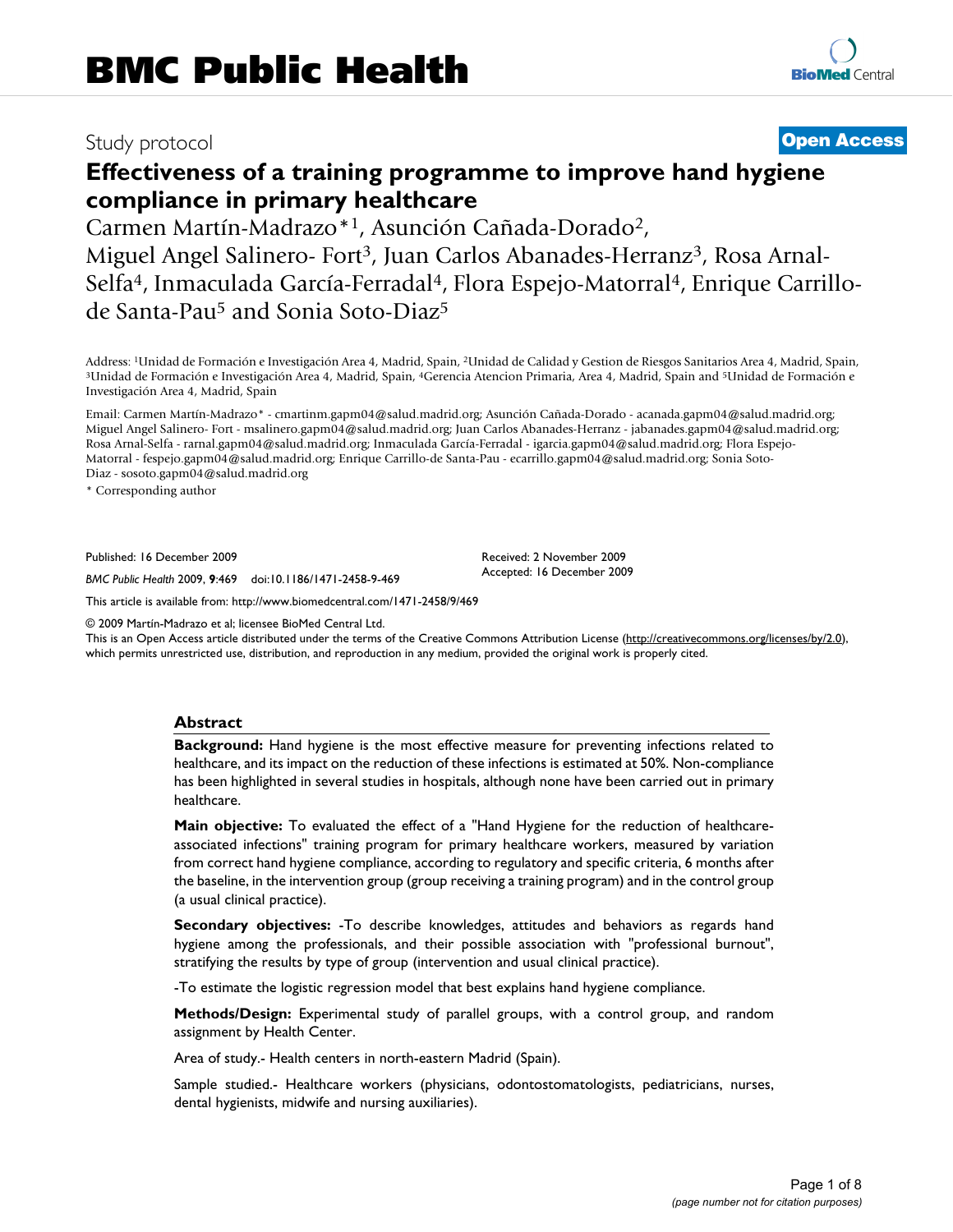Study protocol

**Open Access**

# Effectiveness of a training programme to improve hand hygiene compliance in primary healthcare

Carmen Martín-Madrazo*[1], Asunción Cañada-Dorado[2], Miguel Angel Salinero- Fort[3], Juan Carlos Abanades-Herranz[3], Rosa Arnal-Selfa[4], Inmaculada García-Ferradal[4], Flora Espejo-Matorral[4], Enrique Carrillo-de Santa-Pau[5] and Sonia Soto-Diaz[5]

Address: [1]Unidad de Formación e Investigación Area 4, Madrid, Spain, [2]Unidad de Calidad y Gestion de Riesgos Sanitarios Area 4, Madrid, Spain, [3]Unidad de Formación e Investigación Area 4, Madrid, Spain, [4]Gerencia Atencion Primaria, Area 4, Madrid, Spain and [5]Unidad de Formación e Investigación Area 4, Madrid, Spain

Email: Carmen Martín-Madrazo* - cmartinm.gapm04@salud.madrid.org; Asunción Cañada-Dorado - acanada.gapm04@salud.madrid.org; Miguel Angel Salinero- Fort - msalinero.gapm04@salud.madrid.org; Juan Carlos Abanades-Herranz - jabanades.gapm04@salud.madrid.org; Rosa Arnal-Selfa - rarnal.gapm04@salud.madrid.org; Inmaculada García-Ferradal - igarcia.gapm04@salud.madrid.org; Flora Espejo-Matorral - fespejo.gapm04@salud.madrid.org; Enrique Carrillo-de Santa-Pau - ecarrillo.gapm04@salud.madrid.org; Sonia Soto-Diaz - sosoto.gapm04@salud.madrid.org

* Corresponding author

Published: 16 December 2009

*BMC Public Health* 2009, **9**:469 doi:10.1186/1471-2458-9-469

Received: 2 November 2009
Accepted: 16 December 2009

This article is available from: http://www.biomedcentral.com/1471-2458/9/469

© 2009 Martín-Madrazo et al; licensee BioMed Central Ltd.
This is an Open Access article distributed under the terms of the Creative Commons Attribution License (http://creativecommons.org/licenses/by/2.0), which permits unrestricted use, distribution, and reproduction in any medium, provided the original work is properly cited.

## Abstract

**Background:** Hand hygiene is the most effective measure for preventing infections related to healthcare, and its impact on the reduction of these infections is estimated at 50%. Non-compliance has been highlighted in several studies in hospitals, although none have been carried out in primary healthcare.

**Main objective:** To evaluated the effect of a "Hand Hygiene for the reduction of healthcare-associated infections" training program for primary healthcare workers, measured by variation from correct hand hygiene compliance, according to regulatory and specific criteria, 6 months after the baseline, in the intervention group (group receiving a training program) and in the control group (a usual clinical practice).

**Secondary objectives:** -To describe knowledges, attitudes and behaviors as regards hand hygiene among the professionals, and their possible association with "professional burnout", stratifying the results by type of group (intervention and usual clinical practice).

-To estimate the logistic regression model that best explains hand hygiene compliance.

**Methods/Design:** Experimental study of parallel groups, with a control group, and random assignment by Health Center.

Area of study.- Health centers in north-eastern Madrid (Spain).

Sample studied.- Healthcare workers (physicians, odontostomatologists, pediatricians, nurses, dental hygienists, midwife and nursing auxiliaries).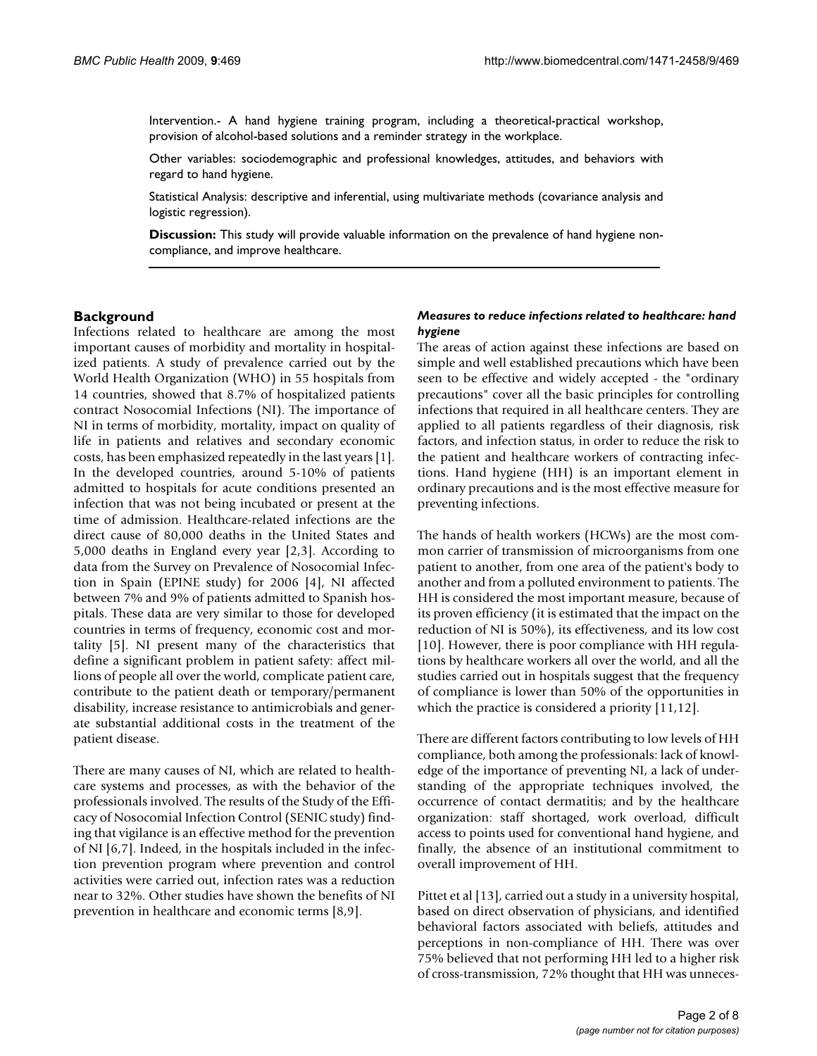Intervention.- A hand hygiene training program, including a theoretical-practical workshop, provision of alcohol-based solutions and a reminder strategy in the workplace.

Other variables: sociodemographic and professional knowledges, attitudes, and behaviors with regard to hand hygiene.

Statistical Analysis: descriptive and inferential, using multivariate methods (covariance analysis and logistic regression).

**Discussion:** This study will provide valuable information on the prevalence of hand hygiene non-compliance, and improve healthcare.

## Background

Infections related to healthcare are among the most important causes of morbidity and mortality in hospitalized patients. A study of prevalence carried out by the World Health Organization (WHO) in 55 hospitals from 14 countries, showed that 8.7% of hospitalized patients contract Nosocomial Infections (NI). The importance of NI in terms of morbidity, mortality, impact on quality of life in patients and relatives and secondary economic costs, has been emphasized repeatedly in the last years [1]. In the developed countries, around 5-10% of patients admitted to hospitals for acute conditions presented an infection that was not being incubated or present at the time of admission. Healthcare-related infections are the direct cause of 80,000 deaths in the United States and 5,000 deaths in England every year [2,3]. According to data from the Survey on Prevalence of Nosocomial Infection in Spain (EPINE study) for 2006 [4], NI affected between 7% and 9% of patients admitted to Spanish hospitals. These data are very similar to those for developed countries in terms of frequency, economic cost and mortality [5]. NI present many of the characteristics that define a significant problem in patient safety: affect millions of people all over the world, complicate patient care, contribute to the patient death or temporary/permanent disability, increase resistance to antimicrobials and generate substantial additional costs in the treatment of the patient disease.

There are many causes of NI, which are related to healthcare systems and processes, as with the behavior of the professionals involved. The results of the Study of the Efficacy of Nosocomial Infection Control (SENIC study) finding that vigilance is an effective method for the prevention of NI [6,7]. Indeed, in the hospitals included in the infection prevention program where prevention and control activities were carried out, infection rates was a reduction near to 32%. Other studies have shown the benefits of NI prevention in healthcare and economic terms [8,9].

### *Measures to reduce infections related to healthcare: hand hygiene*

The areas of action against these infections are based on simple and well established precautions which have been seen to be effective and widely accepted - the "ordinary precautions" cover all the basic principles for controlling infections that required in all healthcare centers. They are applied to all patients regardless of their diagnosis, risk factors, and infection status, in order to reduce the risk to the patient and healthcare workers of contracting infections. Hand hygiene (HH) is an important element in ordinary precautions and is the most effective measure for preventing infections.

The hands of health workers (HCWs) are the most common carrier of transmission of microorganisms from one patient to another, from one area of the patient's body to another and from a polluted environment to patients. The HH is considered the most important measure, because of its proven efficiency (it is estimated that the impact on the reduction of NI is 50%), its effectiveness, and its low cost [10]. However, there is poor compliance with HH regulations by healthcare workers all over the world, and all the studies carried out in hospitals suggest that the frequency of compliance is lower than 50% of the opportunities in which the practice is considered a priority [11,12].

There are different factors contributing to low levels of HH compliance, both among the professionals: lack of knowledge of the importance of preventing NI, a lack of understanding of the appropriate techniques involved, the occurrence of contact dermatitis; and by the healthcare organization: staff shortaged, work overload, difficult access to points used for conventional hand hygiene, and finally, the absence of an institutional commitment to overall improvement of HH.

Pittet et al [13], carried out a study in a university hospital, based on direct observation of physicians, and identified behavioral factors associated with beliefs, attitudes and perceptions in non-compliance of HH. There was over 75% believed that not performing HH led to a higher risk of cross-transmission, 72% thought that HH was unneces-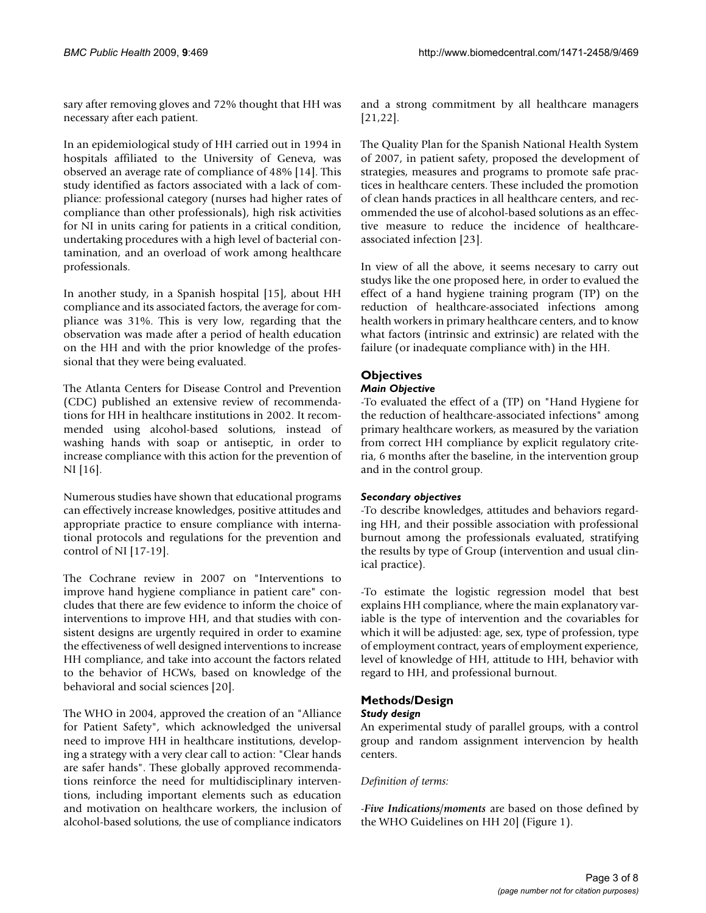sary after removing gloves and 72% thought that HH was necessary after each patient.

In an epidemiological study of HH carried out in 1994 in hospitals affiliated to the University of Geneva, was observed an average rate of compliance of 48% [14]. This study identified as factors associated with a lack of compliance: professional category (nurses had higher rates of compliance than other professionals), high risk activities for NI in units caring for patients in a critical condition, undertaking procedures with a high level of bacterial contamination, and an overload of work among healthcare professionals.

In another study, in a Spanish hospital [15], about HH compliance and its associated factors, the average for compliance was 31%. This is very low, regarding that the observation was made after a period of health education on the HH and with the prior knowledge of the professional that they were being evaluated.

The Atlanta Centers for Disease Control and Prevention (CDC) published an extensive review of recommendations for HH in healthcare institutions in 2002. It recommended using alcohol-based solutions, instead of washing hands with soap or antiseptic, in order to increase compliance with this action for the prevention of NI [16].

Numerous studies have shown that educational programs can effectively increase knowledges, positive attitudes and appropriate practice to ensure compliance with international protocols and regulations for the prevention and control of NI [17-19].

The Cochrane review in 2007 on "Interventions to improve hand hygiene compliance in patient care" concludes that there are few evidence to inform the choice of interventions to improve HH, and that studies with consistent designs are urgently required in order to examine the effectiveness of well designed interventions to increase HH compliance, and take into account the factors related to the behavior of HCWs, based on knowledge of the behavioral and social sciences [20].

The WHO in 2004, approved the creation of an "Alliance for Patient Safety", which acknowledged the universal need to improve HH in healthcare institutions, developing a strategy with a very clear call to action: "Clear hands are safer hands". These globally approved recommendations reinforce the need for multidisciplinary interventions, including important elements such as education and motivation on healthcare workers, the inclusion of alcohol-based solutions, the use of compliance indicators and a strong commitment by all healthcare managers [21,22].

The Quality Plan for the Spanish National Health System of 2007, in patient safety, proposed the development of strategies, measures and programs to promote safe practices in healthcare centers. These included the promotion of clean hands practices in all healthcare centers, and recommended the use of alcohol-based solutions as an effective measure to reduce the incidence of healthcare-associated infection [23].

In view of all the above, it seems necesary to carry out studys like the one proposed here, in order to evalued the effect of a hand hygiene training program (TP) on the reduction of healthcare-associated infections among health workers in primary healthcare centers, and to know what factors (intrinsic and extrinsic) are related with the failure (or inadequate compliance with) in the HH.

## Objectives

### *Main Objective*

-To evaluated the effect of a (TP) on "Hand Hygiene for the reduction of healthcare-associated infections" among primary healthcare workers, as measured by the variation from correct HH compliance by explicit regulatory criteria, 6 months after the baseline, in the intervention group and in the control group.

### *Secondary objectives*

-To describe knowledges, attitudes and behaviors regarding HH, and their possible association with professional burnout among the professionals evaluated, stratifying the results by type of Group (intervention and usual clinical practice).

-To estimate the logistic regression model that best explains HH compliance, where the main explanatory variable is the type of intervention and the covariables for which it will be adjusted: age, sex, type of profession, type of employment contract, years of employment experience, level of knowledge of HH, attitude to HH, behavior with regard to HH, and professional burnout.

## Methods/Design

### *Study design*

An experimental study of parallel groups, with a control group and random assignment intervencion by health centers.

*Definition of terms:*

***-Five Indications/moments*** are based on those defined by the WHO Guidelines on HH 20] (Figure 1).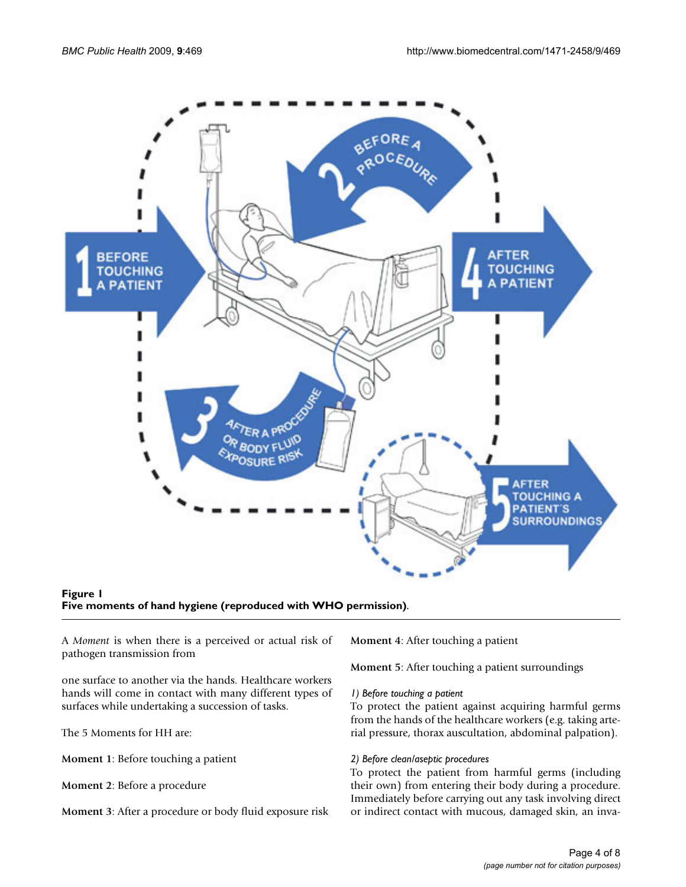**Figure 1**
**Five moments of hand hygiene (reproduced with WHO permission).**

A *Moment* is when there is a perceived or actual risk of pathogen transmission from

one surface to another via the hands. Healthcare workers hands will come in contact with many different types of surfaces while undertaking a succession of tasks.

The 5 Moments for HH are:

**Moment 1**: Before touching a patient

**Moment 2**: Before a procedure

**Moment 3**: After a procedure or body fluid exposure risk

**Moment 4**: After touching a patient

**Moment 5**: After touching a patient surroundings

*1) Before touching a patient*
To protect the patient against acquiring harmful germs from the hands of the healthcare workers (e.g. taking arterial pressure, thorax auscultation, abdominal palpation).

*2) Before clean/aseptic procedures*
To protect the patient from harmful germs (including their own) from entering their body during a procedure. Immediately before carrying out any task involving direct or indirect contact with mucous, damaged skin, an inva-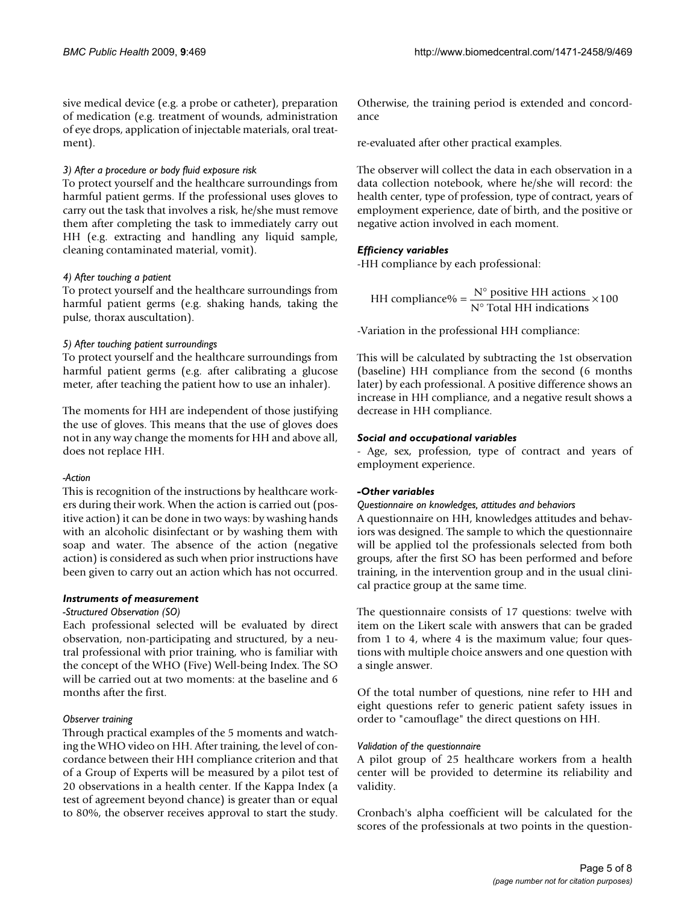sive medical device (e.g. a probe or catheter), preparation of medication (e.g. treatment of wounds, administration of eye drops, application of injectable materials, oral treatment).

*3) After a procedure or body fluid exposure risk*

To protect yourself and the healthcare surroundings from harmful patient germs. If the professional uses gloves to carry out the task that involves a risk, he/she must remove them after completing the task to immediately carry out HH (e.g. extracting and handling any liquid sample, cleaning contaminated material, vomit).

*4) After touching a patient*

To protect yourself and the healthcare surroundings from harmful patient germs (e.g. shaking hands, taking the pulse, thorax auscultation).

*5) After touching patient surroundings*

To protect yourself and the healthcare surroundings from harmful patient germs (e.g. after calibrating a glucose meter, after teaching the patient how to use an inhaler).

The moments for HH are independent of those justifying the use of gloves. This means that the use of gloves does not in any way change the moments for HH and above all, does not replace HH.

*-Action*

This is recognition of the instructions by healthcare workers during their work. When the action is carried out (positive action) it can be done in two ways: by washing hands with an alcoholic disinfectant or by washing them with soap and water. The absence of the action (negative action) is considered as such when prior instructions have been given to carry out an action which has not occurred.

### Instruments of measurement

*-Structured Observation (SO)*

Each professional selected will be evaluated by direct observation, non-participating and structured, by a neutral professional with prior training, who is familiar with the concept of the WHO (Five) Well-being Index. The SO will be carried out at two moments: at the baseline and 6 months after the first.

*Observer training*

Through practical examples of the 5 moments and watching the WHO video on HH. After training, the level of concordance between their HH compliance criterion and that of a Group of Experts will be measured by a pilot test of 20 observations in a health center. If the Kappa Index (a test of agreement beyond chance) is greater than or equal to 80%, the observer receives approval to start the study. Otherwise, the training period is extended and concordance

re-evaluated after other practical examples.

The observer will collect the data in each observation in a data collection notebook, where he/she will record: the health center, type of profession, type of contract, years of employment experience, date of birth, and the positive or negative action involved in each moment.

### Efficiency variables

-HH compliance by each professional:

$$\text{HH compliance\%} = \frac{\text{N° positive HH actions}}{\text{N° Total HH indications}} \times 100$$

-Variation in the professional HH compliance:

This will be calculated by subtracting the 1st observation (baseline) HH compliance from the second (6 months later) by each professional. A positive difference shows an increase in HH compliance, and a negative result shows a decrease in HH compliance.

### Social and occupational variables

- Age, sex, profession, type of contract and years of employment experience.

### -Other variables

*Questionnaire on knowledges, attitudes and behaviors*

A questionnaire on HH, knowledges attitudes and behaviors was designed. The sample to which the questionnaire will be applied tol the professionals selected from both groups, after the first SO has been performed and before training, in the intervention group and in the usual clinical practice group at the same time.

The questionnaire consists of 17 questions: twelve with item on the Likert scale with answers that can be graded from 1 to 4, where 4 is the maximum value; four questions with multiple choice answers and one question with a single answer.

Of the total number of questions, nine refer to HH and eight questions refer to generic patient safety issues in order to "camouflage" the direct questions on HH.

*Validation of the questionnaire*

A pilot group of 25 healthcare workers from a health center will be provided to determine its reliability and validity.

Cronbach's alpha coefficient will be calculated for the scores of the professionals at two points in the question-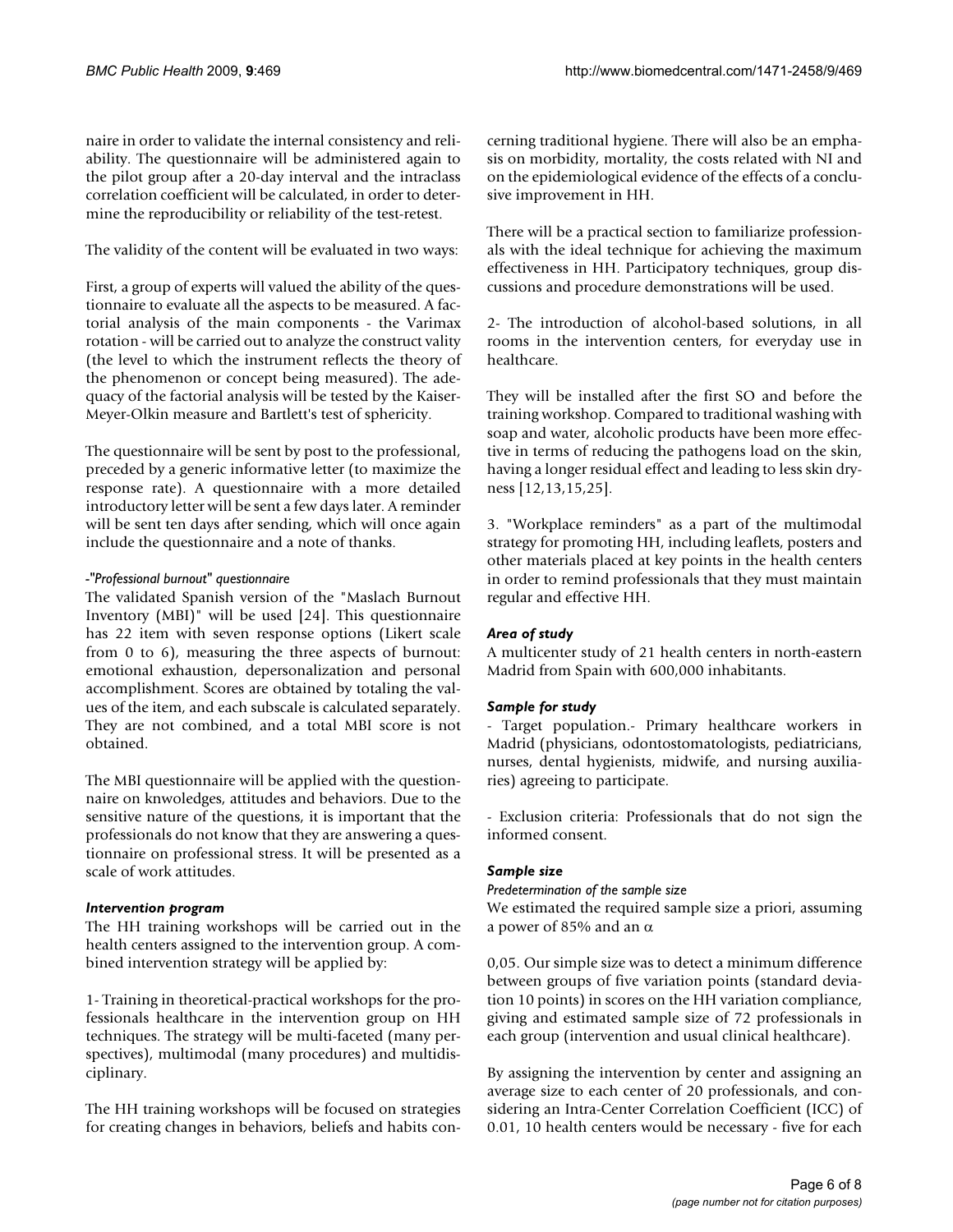naire in order to validate the internal consistency and reliability. The questionnaire will be administered again to the pilot group after a 20-day interval and the intraclass correlation coefficient will be calculated, in order to determine the reproducibility or reliability of the test-retest.

The validity of the content will be evaluated in two ways:

First, a group of experts will valued the ability of the questionnaire to evaluate all the aspects to be measured. A factorial analysis of the main components - the Varimax rotation - will be carried out to analyze the construct vality (the level to which the instrument reflects the theory of the phenomenon or concept being measured). The adequacy of the factorial analysis will be tested by the Kaiser-Meyer-Olkin measure and Bartlett's test of sphericity.

The questionnaire will be sent by post to the professional, preceded by a generic informative letter (to maximize the response rate). A questionnaire with a more detailed introductory letter will be sent a few days later. A reminder will be sent ten days after sending, which will once again include the questionnaire and a note of thanks.

#### -"Professional burnout" questionnaire

The validated Spanish version of the "Maslach Burnout Inventory (MBI)" will be used [24]. This questionnaire has 22 item with seven response options (Likert scale from 0 to 6), measuring the three aspects of burnout: emotional exhaustion, depersonalization and personal accomplishment. Scores are obtained by totaling the values of the item, and each subscale is calculated separately. They are not combined, and a total MBI score is not obtained.

The MBI questionnaire will be applied with the questionnaire on knwoledges, attitudes and behaviors. Due to the sensitive nature of the questions, it is important that the professionals do not know that they are answering a questionnaire on professional stress. It will be presented as a scale of work attitudes.

### *Intervention program*

The HH training workshops will be carried out in the health centers assigned to the intervention group. A combined intervention strategy will be applied by:

1- Training in theoretical-practical workshops for the professionals healthcare in the intervention group on HH techniques. The strategy will be multi-faceted (many perspectives), multimodal (many procedures) and multidisciplinary.

The HH training workshops will be focused on strategies for creating changes in behaviors, beliefs and habits concerning traditional hygiene. There will also be an emphasis on morbidity, mortality, the costs related with NI and on the epidemiological evidence of the effects of a conclusive improvement in HH.

There will be a practical section to familiarize professionals with the ideal technique for achieving the maximum effectiveness in HH. Participatory techniques, group discussions and procedure demonstrations will be used.

2- The introduction of alcohol-based solutions, in all rooms in the intervention centers, for everyday use in healthcare.

They will be installed after the first SO and before the training workshop. Compared to traditional washing with soap and water, alcoholic products have been more effective in terms of reducing the pathogens load on the skin, having a longer residual effect and leading to less skin dryness [12,13,15,25].

3. "Workplace reminders" as a part of the multimodal strategy for promoting HH, including leaflets, posters and other materials placed at key points in the health centers in order to remind professionals that they must maintain regular and effective HH.

### *Area of study*

A multicenter study of 21 health centers in north-eastern Madrid from Spain with 600,000 inhabitants.

### *Sample for study*

- Target population.- Primary healthcare workers in Madrid (physicians, odontostomatologists, pediatricians, nurses, dental hygienists, midwife, and nursing auxiliaries) agreeing to participate.

- Exclusion criteria: Professionals that do not sign the informed consent.

### *Sample size*

#### *Predetermination of the sample size*

We estimated the required sample size a priori, assuming a power of 85% and an $\alpha$

0,05. Our simple size was to detect a minimum difference between groups of five variation points (standard deviation 10 points) in scores on the HH variation compliance, giving and estimated sample size of 72 professionals in each group (intervention and usual clinical healthcare).

By assigning the intervention by center and assigning an average size to each center of 20 professionals, and considering an Intra-Center Correlation Coefficient (ICC) of 0.01, 10 health centers would be necessary - five for each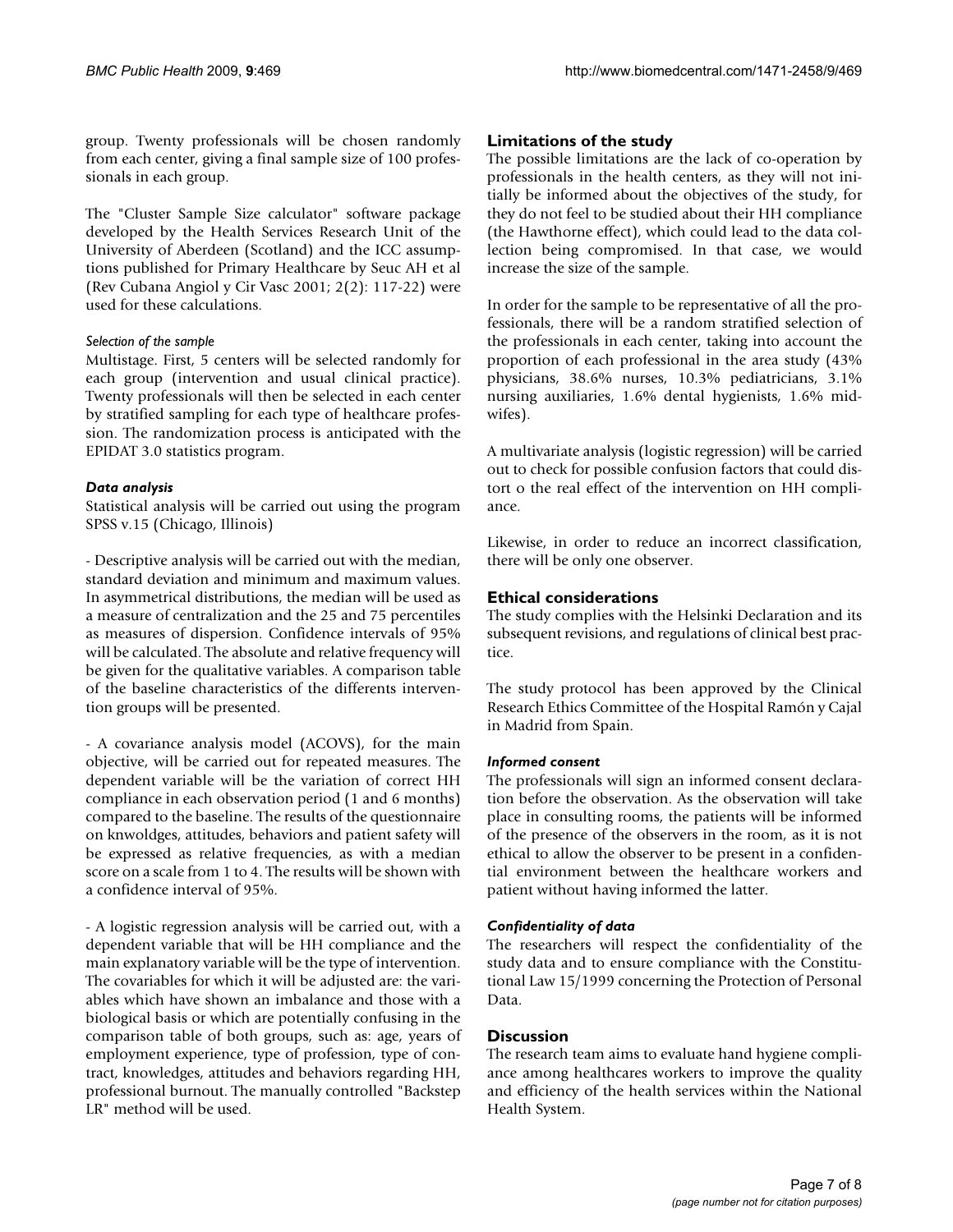group. Twenty professionals will be chosen randomly from each center, giving a final sample size of 100 professionals in each group.

The "Cluster Sample Size calculator" software package developed by the Health Services Research Unit of the University of Aberdeen (Scotland) and the ICC assumptions published for Primary Healthcare by Seuc AH et al (Rev Cubana Angiol y Cir Vasc 2001; 2(2): 117-22) were used for these calculations.

#### *Selection of the sample*

Multistage. First, 5 centers will be selected randomly for each group (intervention and usual clinical practice). Twenty professionals will then be selected in each center by stratified sampling for each type of healthcare profession. The randomization process is anticipated with the EPIDAT 3.0 statistics program.

#### *Data analysis*

Statistical analysis will be carried out using the program SPSS v.15 (Chicago, Illinois)

- Descriptive analysis will be carried out with the median, standard deviation and minimum and maximum values. In asymmetrical distributions, the median will be used as a measure of centralization and the 25 and 75 percentiles as measures of dispersion. Confidence intervals of 95% will be calculated. The absolute and relative frequency will be given for the qualitative variables. A comparison table of the baseline characteristics of the differents intervention groups will be presented.

- A covariance analysis model (ACOVS), for the main objective, will be carried out for repeated measures. The dependent variable will be the variation of correct HH compliance in each observation period (1 and 6 months) compared to the baseline. The results of the questionnaire on knwoldges, attitudes, behaviors and patient safety will be expressed as relative frequencies, as with a median score on a scale from 1 to 4. The results will be shown with a confidence interval of 95%.

- A logistic regression analysis will be carried out, with a dependent variable that will be HH compliance and the main explanatory variable will be the type of intervention. The covariables for which it will be adjusted are: the variables which have shown an imbalance and those with a biological basis or which are potentially confusing in the comparison table of both groups, such as: age, years of employment experience, type of profession, type of contract, knowledges, attitudes and behaviors regarding HH, professional burnout. The manually controlled "Backstep LR" method will be used.

### Limitations of the study

The possible limitations are the lack of co-operation by professionals in the health centers, as they will not initially be informed about the objectives of the study, for they do not feel to be studied about their HH compliance (the Hawthorne effect), which could lead to the data collection being compromised. In that case, we would increase the size of the sample.

In order for the sample to be representative of all the professionals, there will be a random stratified selection of the professionals in each center, taking into account the proportion of each professional in the area study (43% physicians, 38.6% nurses, 10.3% pediatricians, 3.1% nursing auxiliaries, 1.6% dental hygienists, 1.6% midwifes).

A multivariate analysis (logistic regression) will be carried out to check for possible confusion factors that could distort o the real effect of the intervention on HH compliance.

Likewise, in order to reduce an incorrect classification, there will be only one observer.

### Ethical considerations

The study complies with the Helsinki Declaration and its subsequent revisions, and regulations of clinical best practice.

The study protocol has been approved by the Clinical Research Ethics Committee of the Hospital Ramón y Cajal in Madrid from Spain.

#### *Informed consent*

The professionals will sign an informed consent declaration before the observation. As the observation will take place in consulting rooms, the patients will be informed of the presence of the observers in the room, as it is not ethical to allow the observer to be present in a confidential environment between the healthcare workers and patient without having informed the latter.

#### *Confidentiality of data*

The researchers will respect the confidentiality of the study data and to ensure compliance with the Constitutional Law 15/1999 concerning the Protection of Personal Data.

## Discussion

The research team aims to evaluate hand hygiene compliance among healthcares workers to improve the quality and efficiency of the health services within the National Health System.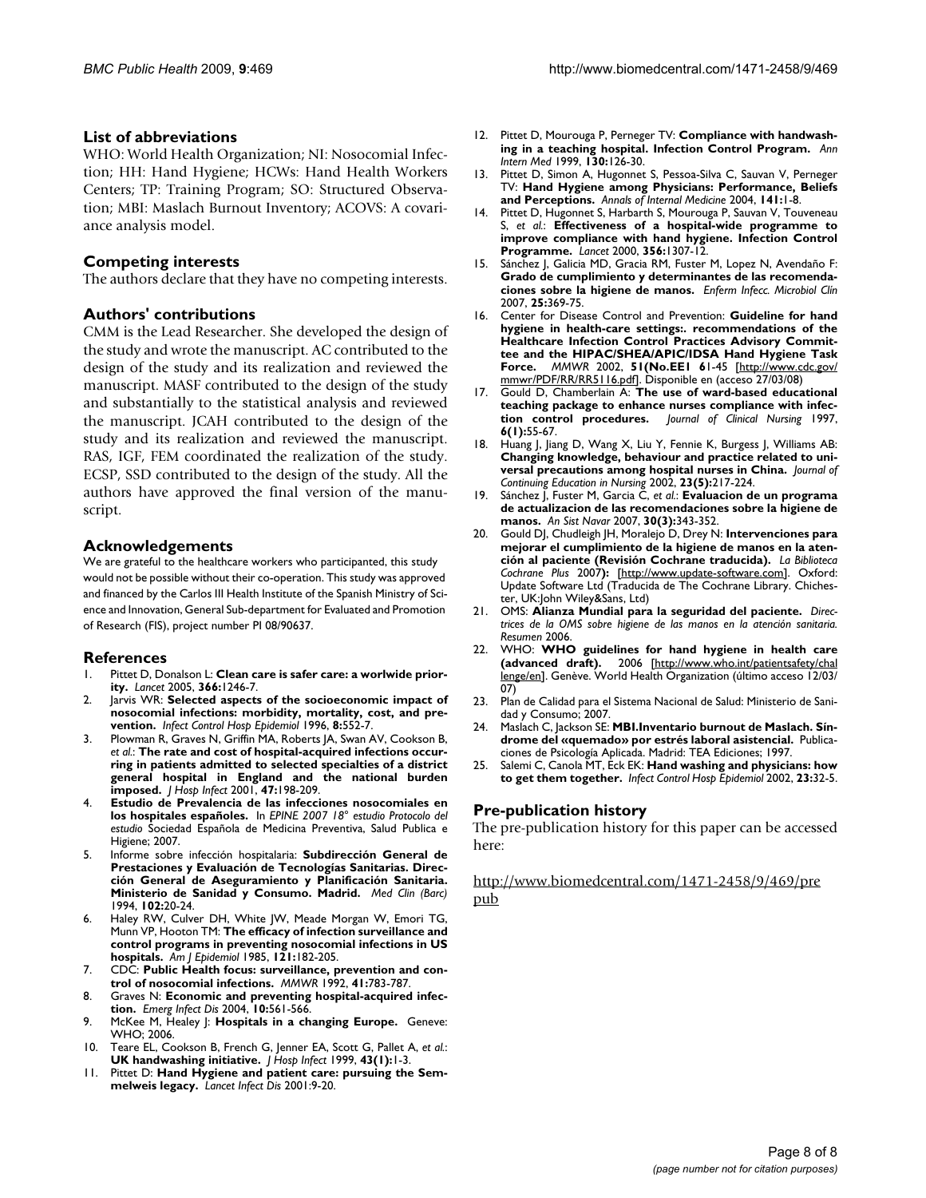## List of abbreviations

WHO: World Health Organization; NI: Nosocomial Infection; HH: Hand Hygiene; HCWs: Hand Health Workers Centers; TP: Training Program; SO: Structured Observation; MBI: Maslach Burnout Inventory; ACOVS: A covariance analysis model.

## Competing interests

The authors declare that they have no competing interests.

## Authors' contributions

CMM is the Lead Researcher. She developed the design of the study and wrote the manuscript. AC contributed to the design of the study and its realization and reviewed the manuscript. MASF contributed to the design of the study and substantially to the statistical analysis and reviewed the manuscript. JCAH contributed to the design of the study and its realization and reviewed the manuscript. RAS, IGF, FEM coordinated the realization of the study. ECSP, SSD contributed to the design of the study. All the authors have approved the final version of the manuscript.

## Acknowledgements

We are grateful to the healthcare workers who participanted, this study would not be possible without their co-operation. This study was approved and financed by the Carlos III Health Institute of the Spanish Ministry of Science and Innovation, General Sub-department for Evaluated and Promotion of Research (FIS), project number PI 08/90637.

## References

1. Pittet D, Donalson L: **Clean care is safer care: a worlwide priority.** *Lancet* 2005, **366:**1246-7.
2. Jarvis WR: **Selected aspects of the socioeconomic impact of nosocomial infections: morbidity, mortality, cost, and prevention.** *Infect Control Hosp Epidemiol* 1996, **8:**552-7.
3. Plowman R, Graves N, Griffin MA, Roberts JA, Swan AV, Cookson B, *et al.*: **The rate and cost of hospital-acquired infections occurring in patients admitted to selected specialties of a district general hospital in England and the national burden imposed.** *J Hosp Infect* 2001, **47:**198-209.
4. **Estudio de Prevalencia de las infecciones nosocomiales en los hospitales españoles.** In *EPINE 2007 18° estudio Protocolo del estudio* Sociedad Española de Medicina Preventiva, Salud Publica e Higiene; 2007.
5. Informe sobre infección hospitalaria: **Subdirección General de Prestaciones y Evaluación de Tecnologías Sanitarias. Dirección General de Aseguramiento y Planificación Sanitaria. Ministerio de Sanidad y Consumo. Madrid.** *Med Clin (Barc)* 1994, **102:**20-24.
6. Haley RW, Culver DH, White JW, Meade Morgan W, Emori TG, Munn VP, Hooton TM: **The efficacy of infection surveillance and control programs in preventing nosocomial infections in US hospitals.** *Am J Epidemiol* 1985, **121:**182-205.
7. CDC: **Public Health focus: surveillance, prevention and control of nosocomial infections.** *MMWR* 1992, **41:**783-787.
8. Graves N: **Economic and preventing hospital-acquired infection.** *Emerg Infect Dis* 2004, **10:**561-566.
9. McKee M, Healey J: **Hospitals in a changing Europe.** Geneve: WHO; 2006.
10. Teare EL, Cookson B, French G, Jenner EA, Scott G, Pallet A, *et al.*: **UK handwashing initiative.** *J Hosp Infect* 1999, **43(1):**1-3.
11. Pittet D: **Hand Hygiene and patient care: pursuing the Semmelweis legacy.** *Lancet Infect Dis* 2001:9-20.
12. Pittet D, Mourouga P, Perneger TV: **Compliance with handwashing in a teaching hospital. Infection Control Program.** *Ann Intern Med* 1999, **130:**126-30.
13. Pittet D, Simon A, Hugonnet S, Pessoa-Silva C, Sauvan V, Perneger TV: **Hand Hygiene among Physicians: Performance, Beliefs and Perceptions.** *Annals of Internal Medicine* 2004, **141:**1-8.
14. Pittet D, Hugonnet S, Harbarth S, Mourouga P, Sauvan V, Touveneau S, *et al.*: **Effectiveness of a hospital-wide programme to improve compliance with hand hygiene. Infection Control Programme.** *Lancet* 2000, **356:**1307-12.
15. Sánchez J, Galicia MD, Gracia RM, Fuster M, Lopez N, Avendaño F: **Grado de cumplimiento y determinantes de las recomendaciones sobre la higiene de manos.** *Enferm Infecc. Microbiol Clín* 2007, **25:**369-75.
16. Center for Disease Control and Prevention: **Guideline for hand hygiene in health-care settings:. recommendations of the Healthcare Infection Control Practices Advisory Committee and the HIPAC/SHEA/APIC/IDSA Hand Hygiene Task Force.** *MMWR* 2002, **51(No.EE1 6**1-45 [http://www.cdc.gov/mmwr/PDF/RR/RR5116.pdf]. Disponible en (acceso 27/03/08)
17. Gould D, Chamberlain A: **The use of ward-based educational teaching package to enhance nurses compliance with infection control procedures.** *Journal of Clinical Nursing* 1997, **6(1):**55-67.
18. Huang J, Jiang D, Wang X, Liu Y, Fennie K, Burgess J, Williams AB: **Changing knowledge, behaviour and practice related to universal precautions among hospital nurses in China.** *Journal of Continuing Education in Nursing* 2002, **23(5):**217-224.
19. Sánchez J, Fuster M, Garcia C, *et al.*: **Evaluacion de un programa de actualizacion de las recomendaciones sobre la higiene de manos.** *An Sist Navar* 2007, **30(3):**343-352.
20. Gould DJ, Chudleigh JH, Moralejo D, Drey N: **Intervenciones para mejorar el cumplimiento de la higiene de manos en la atención al paciente (Revisión Cochrane traducida).** *La Biblioteca Cochrane Plus* 2007**):** [http://www.update-software.com]. Oxford: Update Software Ltd (Traducida de The Cochrane Library. Chichester, UK:John Wiley&Sans, Ltd)
21. OMS: **Alianza Mundial para la seguridad del paciente.** *Directrices de la OMS sobre higiene de las manos en la atención sanitaria. Resumen* 2006.
22. WHO: **WHO guidelines for hand hygiene in health care (advanced draft).** 2006 [http://www.who.int/patientsafety/challenge/en]. Genève. World Health Organization (último acceso 12/03/07)
23. Plan de Calidad para el Sistema Nacional de Salud: Ministerio de Sanidad y Consumo; 2007.
24. Maslach C, Jackson SE: **MBI.Inventario burnout de Maslach. Síndrome del «quemado» por estrés laboral asistencial.** Publicaciones de Psicología Aplicada. Madrid: TEA Ediciones; 1997.
25. Salemi C, Canola MT, Eck EK: **Hand washing and physicians: how to get them together.** *Infect Control Hosp Epidemiol* 2002, **23:**32-5.

## Pre-publication history

The pre-publication history for this paper can be accessed here:

http://www.biomedcentral.com/1471-2458/9/469/prepub